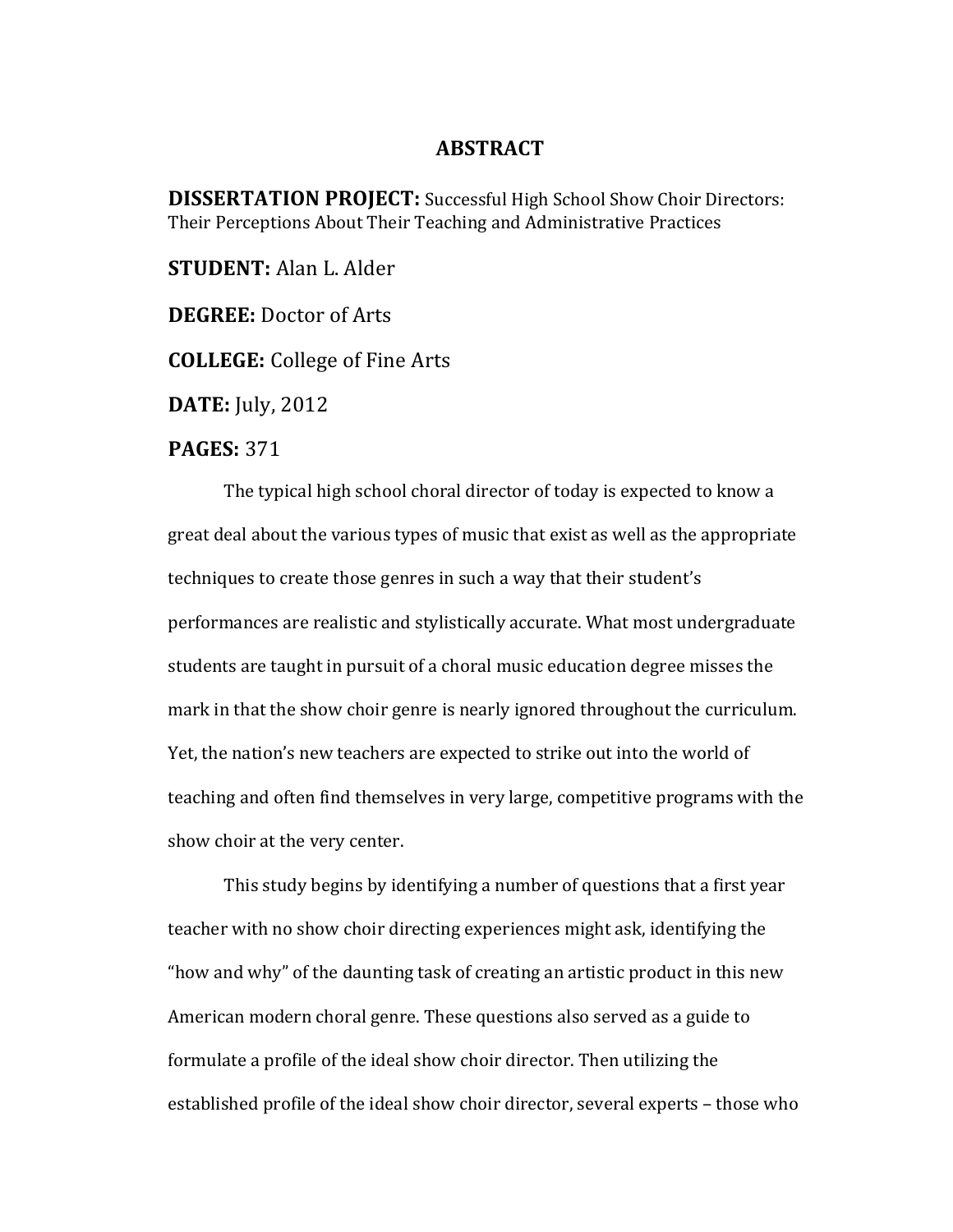# ABSTRACT

**DISSERTATION PROJECT:** Successful High School Show Choir Directors: Their Perceptions About Their Teaching and Administrative Practices

**STUDENT:** Alan L. Alder

**DEGREE:** Doctor of Arts

**COLLEGE:** College of Fine Arts

**DATE:** July, 2012

**PAGES:** 371

The typical high school choral director of today is expected to know a great deal about the various types of music that exist as well as the appropriate techniques to create those genres in such a way that their student's performances are realistic and stylistically accurate. What most undergraduate students are taught in pursuit of a choral music education degree misses the mark in that the show choir genre is nearly ignored throughout the curriculum. Yet, the nation's new teachers are expected to strike out into the world of teaching and often find themselves in very large, competitive programs with the show choir at the very center.

This study begins by identifying a number of questions that a first year teacher with no show choir directing experiences might ask, identifying the "how and why" of the daunting task of creating an artistic product in this new American modern choral genre. These questions also served as a guide to formulate a profile of the ideal show choir director. Then utilizing the established profile of the ideal show choir director, several experts – those who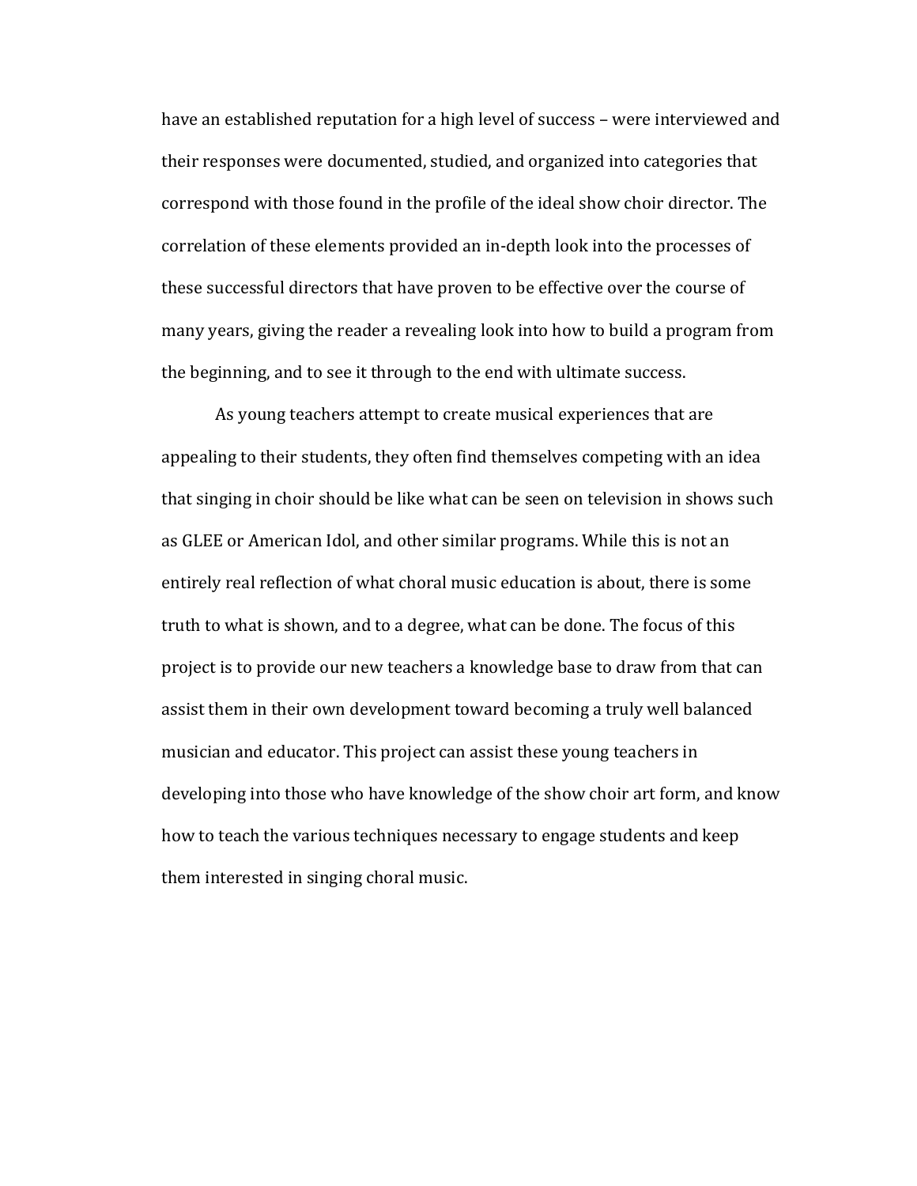have an established reputation for a high level of success – were interviewed and their responses were documented, studied, and organized into categories that correspond with those found in the profile of the ideal show choir director. The correlation of these elements provided an in-depth look into the processes of these successful directors that have proven to be effective over the course of many years, giving the reader a revealing look into how to build a program from the beginning, and to see it through to the end with ultimate success.

As young teachers attempt to create musical experiences that are appealing to their students, they often find themselves competing with an idea that singing in choir should be like what can be seen on television in shows such as GLEE or American Idol, and other similar programs. While this is not an entirely real reflection of what choral music education is about, there is some truth to what is shown, and to a degree, what can be done. The focus of this project is to provide our new teachers a knowledge base to draw from that can assist them in their own development toward becoming a truly well balanced musician and educator. This project can assist these young teachers in developing into those who have knowledge of the show choir art form, and know how to teach the various techniques necessary to engage students and keep them interested in singing choral music.